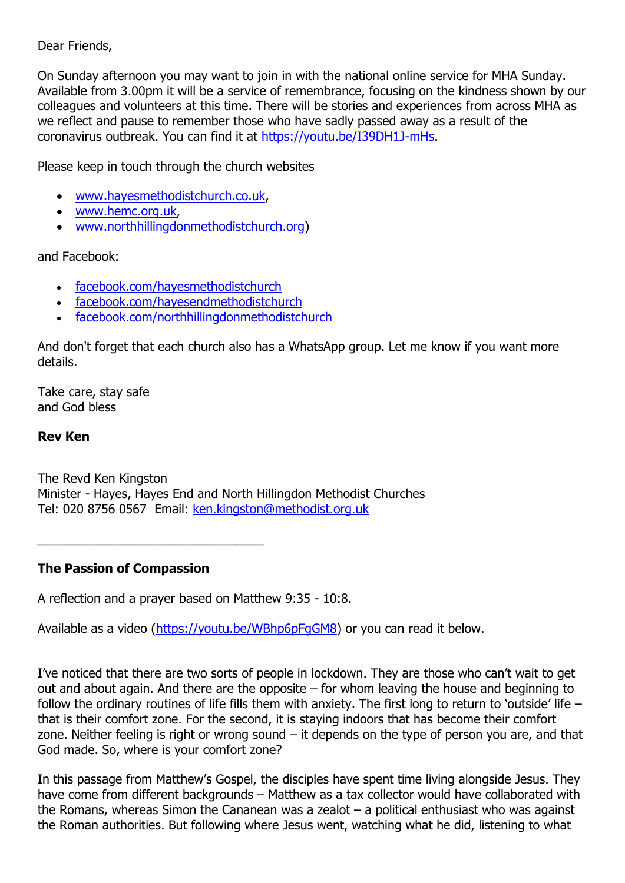Dear Friends,

On Sunday afternoon you may want to join in with the national online service for MHA Sunday. Available from 3.00pm it will be a service of remembrance, focusing on the kindness shown by our colleagues and volunteers at this time. There will be stories and experiences from across MHA as we reflect and pause to remember those who have sadly passed away as a result of the coronavirus outbreak. You can find it at https://youtu.be/I39DH1J-mHs.

Please keep in touch through the church websites

- www.hayesmethodistchurch.co.uk,
- www.hemc.org.uk,
- www.northhillingdonmethodistchurch.org)

and Facebook:

- facebook.com/hayesmethodistchurch
- facebook.com/hayesendmethodistchurch
- facebook.com/northhillingdonmethodistchurch

And don't forget that each church also has a WhatsApp group. Let me know if you want more details.

Take care, stay safe
and God bless

**Rev Ken**

The Revd Ken Kingston
Minister - Hayes, Hayes End and North Hillingdon Methodist Churches
Tel: 020 8756 0567  Email: ken.kingston@methodist.org.uk

---

**The Passion of Compassion**

A reflection and a prayer based on Matthew 9:35 - 10:8.

Available as a video (https://youtu.be/WBhp6pFgGM8) or you can read it below.

I've noticed that there are two sorts of people in lockdown. They are those who can't wait to get out and about again. And there are the opposite – for whom leaving the house and beginning to follow the ordinary routines of life fills them with anxiety. The first long to return to 'outside' life – that is their comfort zone. For the second, it is staying indoors that has become their comfort zone. Neither feeling is right or wrong sound – it depends on the type of person you are, and that God made. So, where is your comfort zone?

In this passage from Matthew's Gospel, the disciples have spent time living alongside Jesus. They have come from different backgrounds – Matthew as a tax collector would have collaborated with the Romans, whereas Simon the Cananean was a zealot – a political enthusiast who was against the Roman authorities. But following where Jesus went, watching what he did, listening to what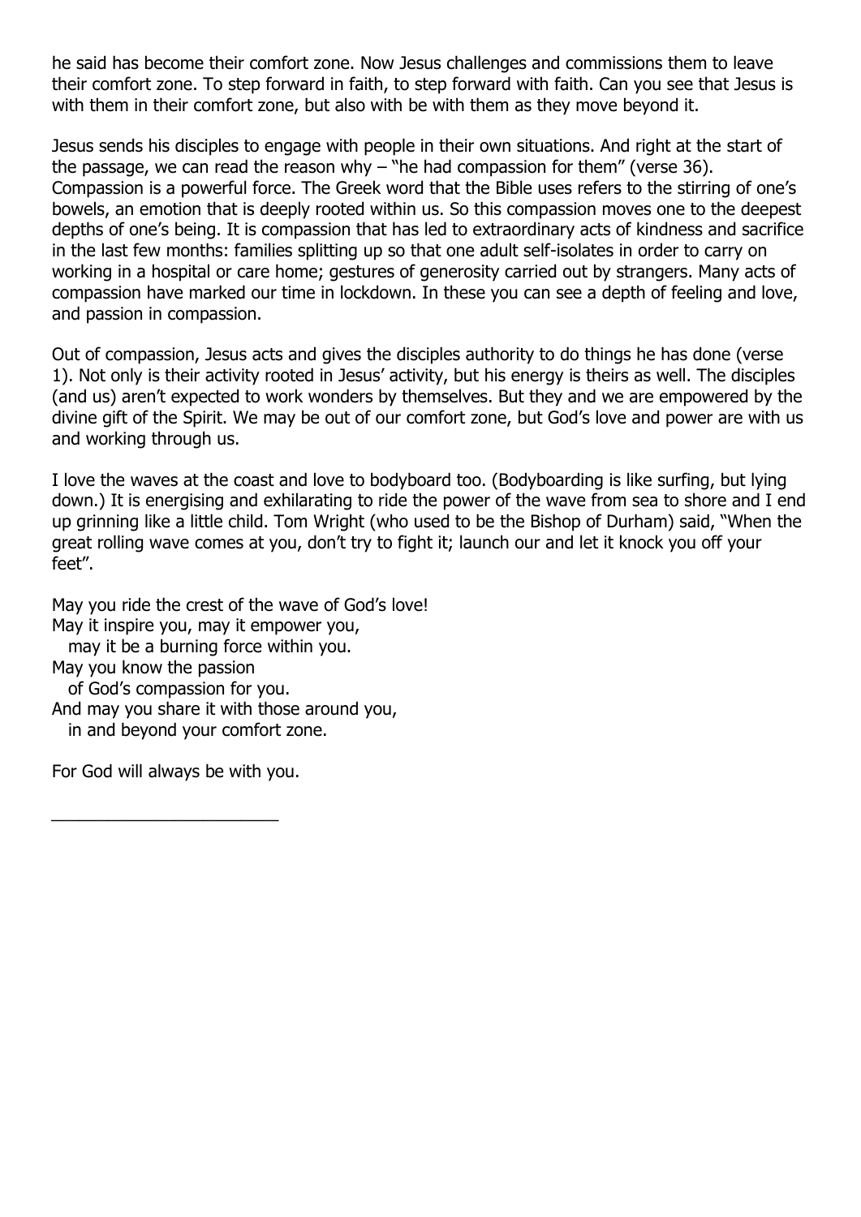he said has become their comfort zone. Now Jesus challenges and commissions them to leave their comfort zone. To step forward in faith, to step forward with faith. Can you see that Jesus is with them in their comfort zone, but also with be with them as they move beyond it.

Jesus sends his disciples to engage with people in their own situations. And right at the start of the passage, we can read the reason why – "he had compassion for them" (verse 36). Compassion is a powerful force. The Greek word that the Bible uses refers to the stirring of one's bowels, an emotion that is deeply rooted within us. So this compassion moves one to the deepest depths of one's being. It is compassion that has led to extraordinary acts of kindness and sacrifice in the last few months: families splitting up so that one adult self-isolates in order to carry on working in a hospital or care home; gestures of generosity carried out by strangers. Many acts of compassion have marked our time in lockdown. In these you can see a depth of feeling and love, and passion in compassion.

Out of compassion, Jesus acts and gives the disciples authority to do things he has done (verse 1). Not only is their activity rooted in Jesus' activity, but his energy is theirs as well. The disciples (and us) aren't expected to work wonders by themselves. But they and we are empowered by the divine gift of the Spirit. We may be out of our comfort zone, but God's love and power are with us and working through us.

I love the waves at the coast and love to bodyboard too. (Bodyboarding is like surfing, but lying down.) It is energising and exhilarating to ride the power of the wave from sea to shore and I end up grinning like a little child. Tom Wright (who used to be the Bishop of Durham) said, "When the great rolling wave comes at you, don't try to fight it; launch our and let it knock you off your feet".

May you ride the crest of the wave of God's love!  
May it inspire you, may it empower you,  
  may it be a burning force within you.  
May you know the passion  
  of God's compassion for you.  
And may you share it with those around you,  
  in and beyond your comfort zone.

For God will always be with you.

---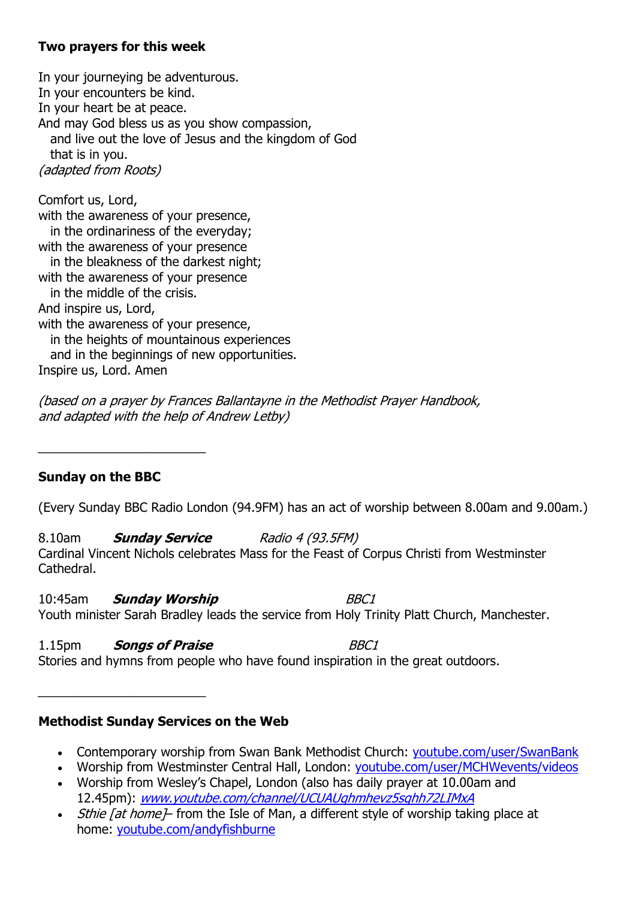**Two prayers for this week**

In your journeying be adventurous.
In your encounters be kind.
In your heart be at peace.
And may God bless us as you show compassion,
and live out the love of Jesus and the kingdom of God
that is in you.
*(adapted from Roots)*

Comfort us, Lord,
with the awareness of your presence,
in the ordinariness of the everyday;
with the awareness of your presence
in the bleakness of the darkest night;
with the awareness of your presence
in the middle of the crisis.
And inspire us, Lord,
with the awareness of your presence,
in the heights of mountainous experiences
and in the beginnings of new opportunities.
Inspire us, Lord. Amen

*(based on a prayer by Frances Ballantayne in the Methodist Prayer Handbook, and adapted with the help of Andrew Letby)*

---

**Sunday on the BBC**

(Every Sunday BBC Radio London (94.9FM) has an act of worship between 8.00am and 9.00am.)

8.10am ***Sunday Service*** *Radio 4 (93.5FM)*
Cardinal Vincent Nichols celebrates Mass for the Feast of Corpus Christi from Westminster Cathedral.

10:45am ***Sunday Worship*** *BBC1*
Youth minister Sarah Bradley leads the service from Holy Trinity Platt Church, Manchester.

1.15pm ***Songs of Praise*** *BBC1*
Stories and hymns from people who have found inspiration in the great outdoors.

---

**Methodist Sunday Services on the Web**

- Contemporary worship from Swan Bank Methodist Church: youtube.com/user/SwanBank
- Worship from Westminster Central Hall, London: youtube.com/user/MCHWevents/videos
- Worship from Wesley's Chapel, London (also has daily prayer at 10.00am and 12.45pm): *www.youtube.com/channel/UCUAUghmhevz5sghh72LIMxA*
- *Sthie [at home]*– from the Isle of Man, a different style of worship taking place at home: youtube.com/andyfishburne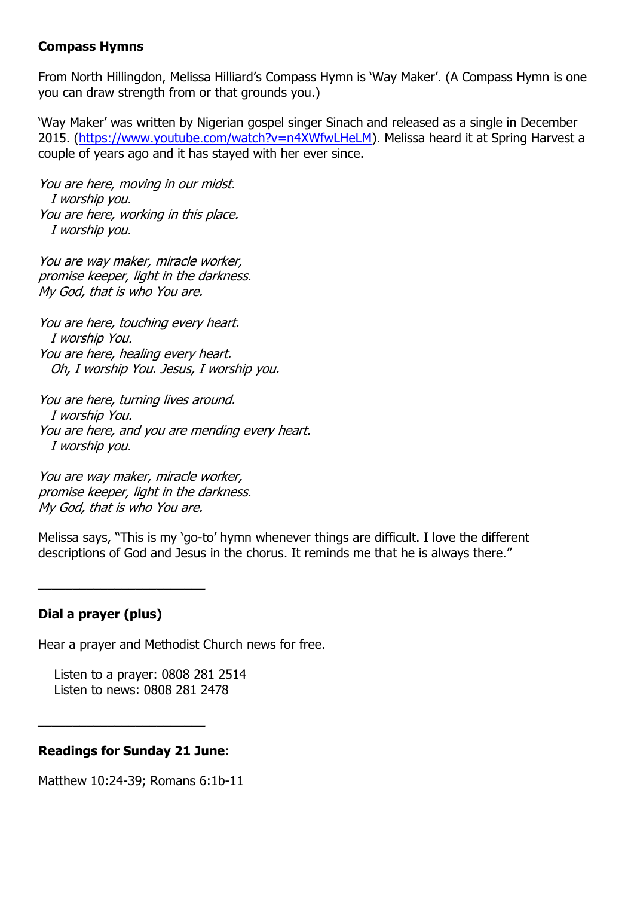**Compass Hymns**

From North Hillingdon, Melissa Hilliard's Compass Hymn is 'Way Maker'. (A Compass Hymn is one you can draw strength from or that grounds you.)

'Way Maker' was written by Nigerian gospel singer Sinach and released as a single in December 2015. (https://www.youtube.com/watch?v=n4XWfwLHeLM). Melissa heard it at Spring Harvest a couple of years ago and it has stayed with her ever since.

*You are here, moving in our midst.*
  *I worship you.*
*You are here, working in this place.*
  *I worship you.*

*You are way maker, miracle worker,*
*promise keeper, light in the darkness.*
*My God, that is who You are.*

*You are here, touching every heart.*
  *I worship You.*
*You are here, healing every heart.*
  *Oh, I worship You. Jesus, I worship you.*

*You are here, turning lives around.*
  *I worship You.*
*You are here, and you are mending every heart.*
  *I worship you.*

*You are way maker, miracle worker,*
*promise keeper, light in the darkness.*
*My God, that is who You are.*

Melissa says, "This is my 'go-to' hymn whenever things are difficult. I love the different descriptions of God and Jesus in the chorus. It reminds me that he is always there."

---

**Dial a prayer (plus)**

Hear a prayer and Methodist Church news for free.

Listen to a prayer: 0808 281 2514
Listen to news: 0808 281 2478

---

**Readings for Sunday 21 June**:

Matthew 10:24-39; Romans 6:1b-11